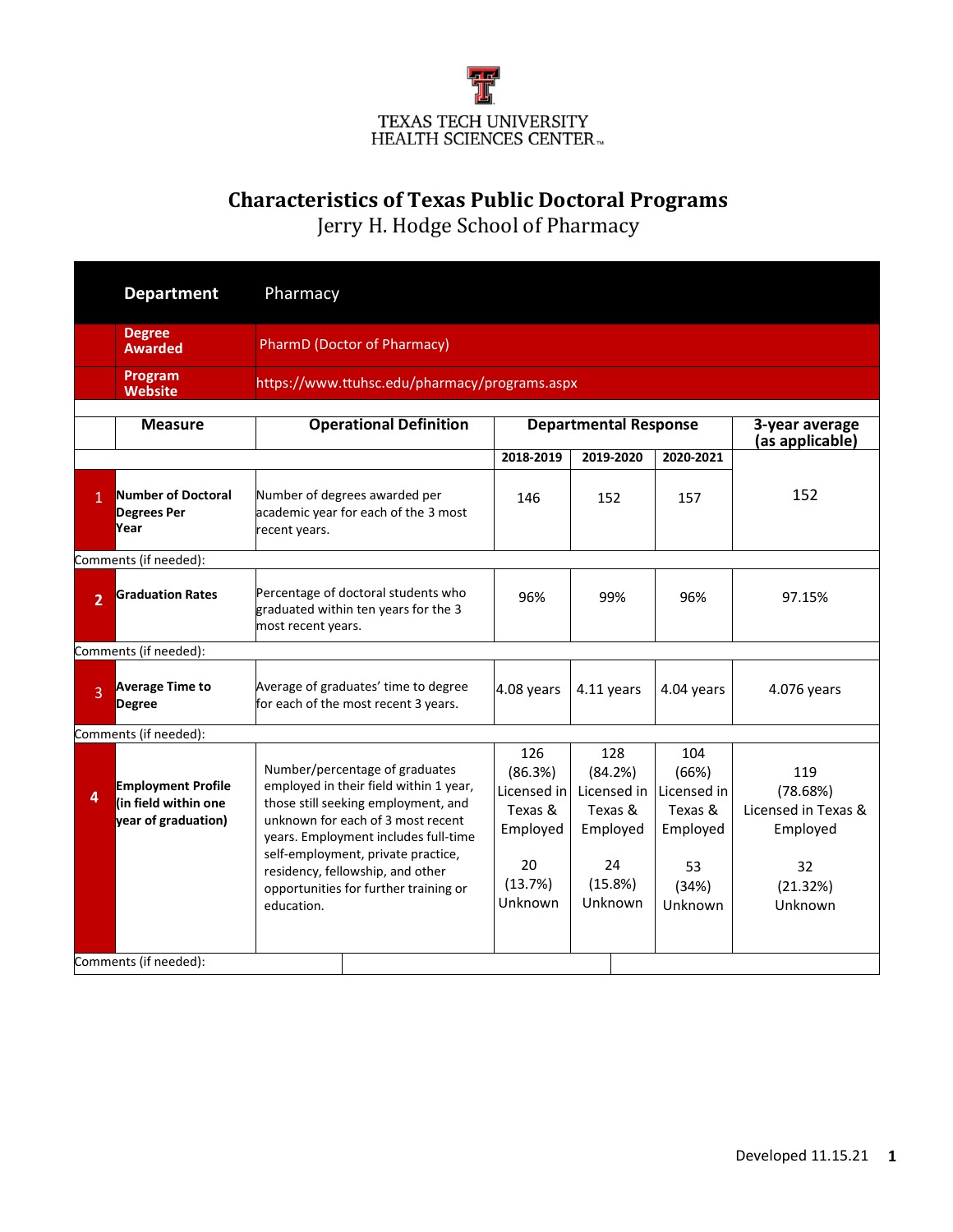TEXAS TECH UNIVERSITY
HEALTH SCIENCES CENTER™

# Characteristics of Texas Public Doctoral Programs

## Jerry H. Hodge School of Pharmacy

| **Department** | Pharmacy |
|---|---|
| **Degree Awarded** | PharmD (Doctor of Pharmacy) |
| **Program Website** | https://www.ttuhsc.edu/pharmacy/programs.aspx |

| | Measure | Operational Definition | Departmental Response | | | 3-year average (as applicable) |
|---|---|---|---|---|---|---|
| | | | 2018-2019 | 2019-2020 | 2020-2021 | |
| 1 | **Number of Doctoral Degrees Per Year** | Number of degrees awarded per academic year for each of the 3 most recent years. | 146 | 152 | 157 | 152 |
| Comments (if needed): | | | | | | |
| 2 | **Graduation Rates** | Percentage of doctoral students who graduated within ten years for the 3 most recent years. | 96% | 99% | 96% | 97.15% |
| Comments (if needed): | | | | | | |
| 3 | **Average Time to Degree** | Average of graduates' time to degree for each of the most recent 3 years. | 4.08 years | 4.11 years | 4.04 years | 4.076 years |
| Comments (if needed): | | | | | | |
| 4 | **Employment Profile (in field within one year of graduation)** | Number/percentage of graduates employed in their field within 1 year, those still seeking employment, and unknown for each of 3 most recent years. Employment includes full-time self-employment, private practice, residency, fellowship, and other opportunities for further training or education. | 126 (86.3%) Licensed in Texas & Employed<br><br>20 (13.7%) Unknown | 128 (84.2%) Licensed in Texas & Employed<br><br>24 (15.8%) Unknown | 104 (66%) Licensed in Texas & Employed<br><br>53 (34%) Unknown | 119 (78.68%) Licensed in Texas & Employed<br><br>32 (21.32%) Unknown |
| Comments (if needed): | | | | | | |

Developed 11.15.21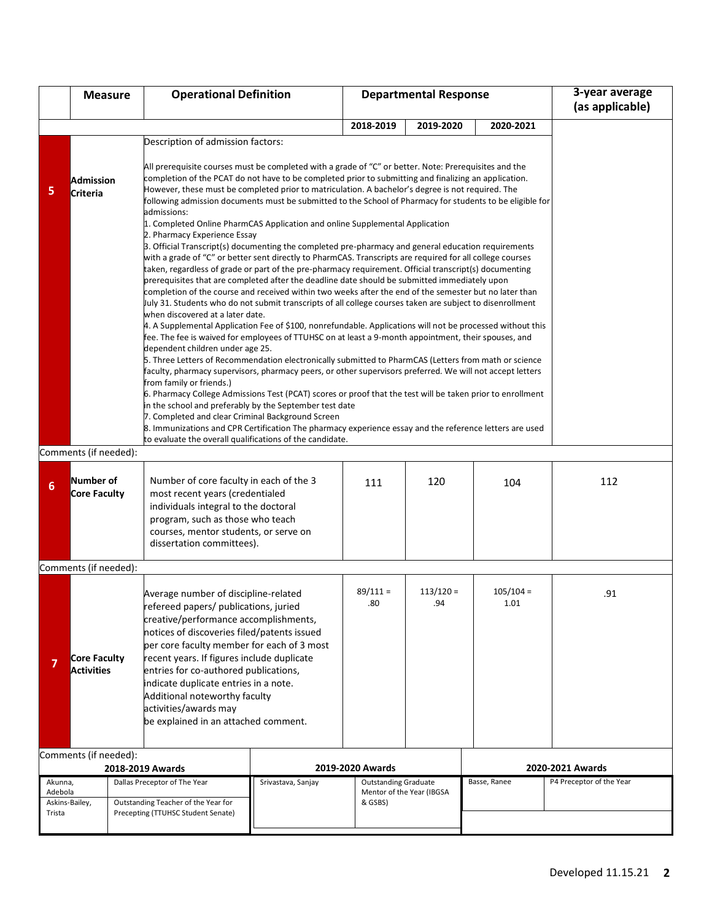| | Measure | Operational Definition | Departmental Response | | | 3-year average (as applicable) |
|---|---|---|---|---|---|---|
| | | | 2018-2019 | 2019-2020 | 2020-2021 | |
| 5 | Admission Criteria | Description of admission factors:<br><br>All prerequisite courses must be completed with a grade of "C" or better. Note: Prerequisites and the completion of the PCAT do not have to be completed prior to submitting and finalizing an application. However, these must be completed prior to matriculation. A bachelor's degree is not required. The following admission documents must be submitted to the School of Pharmacy for students to be eligible for admissions:<br>1. Completed Online PharmCAS Application and online Supplemental Application<br>2. Pharmacy Experience Essay<br>3. Official Transcript(s) documenting the completed pre-pharmacy and general education requirements with a grade of "C" or better sent directly to PharmCAS. Transcripts are required for all college courses taken, regardless of grade or part of the pre-pharmacy requirement. Official transcript(s) documenting prerequisites that are completed after the deadline date should be submitted immediately upon completion of the course and received within two weeks after the end of the semester but no later than July 31. Students who do not submit transcripts of all college courses taken are subject to disenrollment when discovered at a later date.<br>4. A Supplemental Application Fee of $100, nonrefundable. Applications will not be processed without this fee. The fee is waived for employees of TTUHSC on at least a 9-month appointment, their spouses, and dependent children under age 25.<br>5. Three Letters of Recommendation electronically submitted to PharmCAS (Letters from math or science faculty, pharmacy supervisors, pharmacy peers, or other supervisors preferred. We will not accept letters from family or friends.)<br>6. Pharmacy College Admissions Test (PCAT) scores or proof that the test will be taken prior to enrollment in the school and preferably by the September test date<br>7. Completed and clear Criminal Background Screen<br>8. Immunizations and CPR Certification The pharmacy experience essay and the reference letters are used to evaluate the overall qualifications of the candidate. | | | | |
| Comments (if needed): | | | | | | |
| 6 | Number of Core Faculty | Number of core faculty in each of the 3 most recent years (credentialed individuals integral to the doctoral program, such as those who teach courses, mentor students, or serve on dissertation committees). | 111 | 120 | 104 | 112 |
| Comments (if needed): | | | | | | |
| 7 | Core Faculty Activities | Average number of discipline-related refereed papers/ publications, juried creative/performance accomplishments, notices of discoveries filed/patents issued per core faculty member for each of 3 most recent years. If figures include duplicate entries for co-authored publications, indicate duplicate entries in a note. Additional noteworthy faculty activities/awards may be explained in an attached comment. | 89/111 = .80 | 113/120 = .94 | 105/104 = 1.01 | .91 |
| Comments (if needed): | | | | | | |

| 2018-2019 Awards | | 2019-2020 Awards | | 2020-2021 Awards | |
|---|---|---|---|---|---|
| Akunna, Adebola | Dallas Preceptor of The Year | Srivastava, Sanjay | Outstanding Graduate Mentor of the Year (IBGSA & GSBS) | Basse, Ranee | P4 Preceptor of the Year |
| Askins-Bailey, Trista | Outstanding Teacher of the Year for Precepting (TTUHSC Student Senate) | | | | |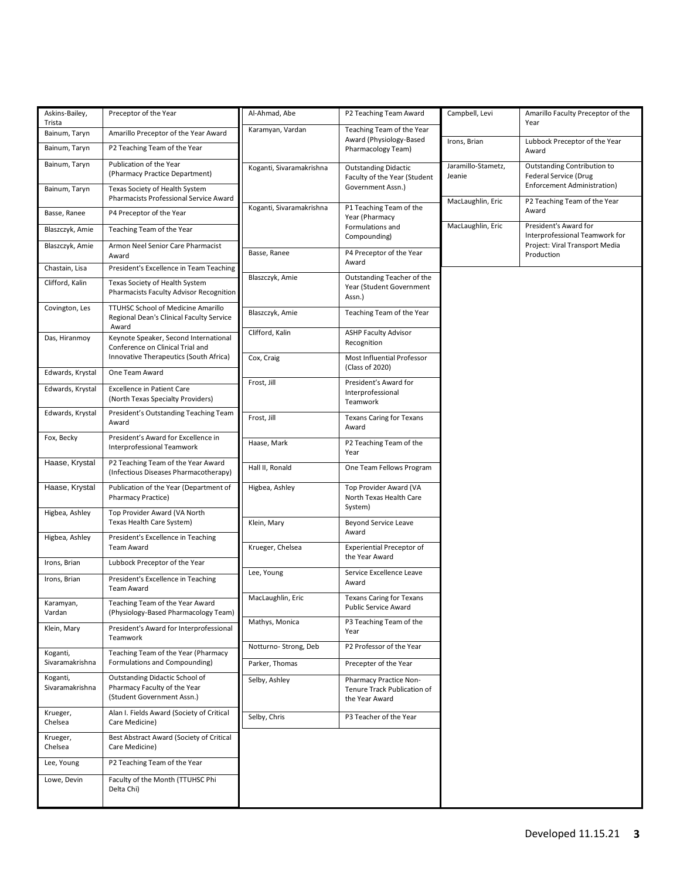| | |
|---|---|
| Askins-Bailey, Trista | Preceptor of the Year |
| Bainum, Taryn | Amarillo Preceptor of the Year Award |
| Bainum, Taryn | P2 Teaching Team of the Year |
| Bainum, Taryn | Publication of the Year (Pharmacy Practice Department) |
| Bainum, Taryn | Texas Society of Health System Pharmacists Professional Service Award |
| Basse, Ranee | P4 Preceptor of the Year |
| Blaszczyk, Amie | Teaching Team of the Year |
| Blaszczyk, Amie | Armon Neel Senior Care Pharmacist Award |
| Chastain, Lisa | President's Excellence in Team Teaching |
| Clifford, Kalin | Texas Society of Health System Pharmacists Faculty Advisor Recognition |
| Covington, Les | TTUHSC School of Medicine Amarillo Regional Dean's Clinical Faculty Service Award |
| Das, Hiranmoy | Keynote Speaker, Second International Conference on Clinical Trial and Innovative Therapeutics (South Africa) |
| Edwards, Krystal | One Team Award |
| Edwards, Krystal | Excellence in Patient Care (North Texas Specialty Providers) |
| Edwards, Krystal | President's Outstanding Teaching Team Award |
| Fox, Becky | President's Award for Excellence in Interprofessional Teamwork |
| Haase, Krystal | P2 Teaching Team of the Year Award (Infectious Diseases Pharmacotherapy) |
| Haase, Krystal | Publication of the Year (Department of Pharmacy Practice) |
| Higbea, Ashley | Top Provider Award (VA North Texas Health Care System) |
| Higbea, Ashley | President's Excellence in Teaching Team Award |
| Irons, Brian | Lubbock Preceptor of the Year |
| Irons, Brian | President's Excellence in Teaching Team Award |
| Karamyan, Vardan | Teaching Team of the Year Award (Physiology-Based Pharmacology Team) |
| Klein, Mary | President's Award for Interprofessional Teamwork |
| Koganti, Sivaramakrishna | Teaching Team of the Year (Pharmacy Formulations and Compounding) |
| Koganti, Sivaramakrishna | Outstanding Didactic School of Pharmacy Faculty of the Year (Student Government Assn.) |
| Krueger, Chelsea | Alan I. Fields Award (Society of Critical Care Medicine) |
| Krueger, Chelsea | Best Abstract Award (Society of Critical Care Medicine) |
| Lee, Young | P2 Teaching Team of the Year |
| Lowe, Devin | Faculty of the Month (TTUHSC Phi Delta Chi) |

| | |
|---|---|
| Al-Ahmad, Abe | P2 Teaching Team Award |
| Karamyan, Vardan | Teaching Team of the Year Award (Physiology-Based Pharmacology Team) |
| Koganti, Sivaramakrishna | Outstanding Didactic Faculty of the Year (Student Government Assn.) |
| Koganti, Sivaramakrishna | P1 Teaching Team of the Year (Pharmacy Formulations and Compounding) |
| Basse, Ranee | P4 Preceptor of the Year Award |
| Blaszczyk, Amie | Outstanding Teacher of the Year (Student Government Assn.) |
| Blaszczyk, Amie | Teaching Team of the Year |
| Clifford, Kalin | ASHP Faculty Advisor Recognition |
| Cox, Craig | Most Influential Professor (Class of 2020) |
| Frost, Jill | President's Award for Interprofessional Teamwork |
| Frost, Jill | Texans Caring for Texans Award |
| Haase, Mark | P2 Teaching Team of the Year |
| Hall II, Ronald | One Team Fellows Program |
| Higbea, Ashley | Top Provider Award (VA North Texas Health Care System) |
| Klein, Mary | Beyond Service Leave Award |
| Krueger, Chelsea | Experiential Preceptor of the Year Award |
| Lee, Young | Service Excellence Leave Award |
| MacLaughlin, Eric | Texans Caring for Texans Public Service Award |
| Mathys, Monica | P3 Teaching Team of the Year |
| Notturno- Strong, Deb | P2 Professor of the Year |
| Parker, Thomas | Precepter of the Year |
| Selby, Ashley | Pharmacy Practice Non-Tenure Track Publication of the Year Award |
| Selby, Chris | P3 Teacher of the Year |

| | |
|---|---|
| Campbell, Levi | Amarillo Faculty Preceptor of the Year |
| Irons, Brian | Lubbock Preceptor of the Year Award |
| Jaramillo-Stametz, Jeanie | Outstanding Contribution to Federal Service (Drug Enforcement Administration) |
| MacLaughlin, Eric | P2 Teaching Team of the Year Award |
| MacLaughlin, Eric | President's Award for Interprofessional Teamwork for Project: Viral Transport Media Production |

Developed 11.15.21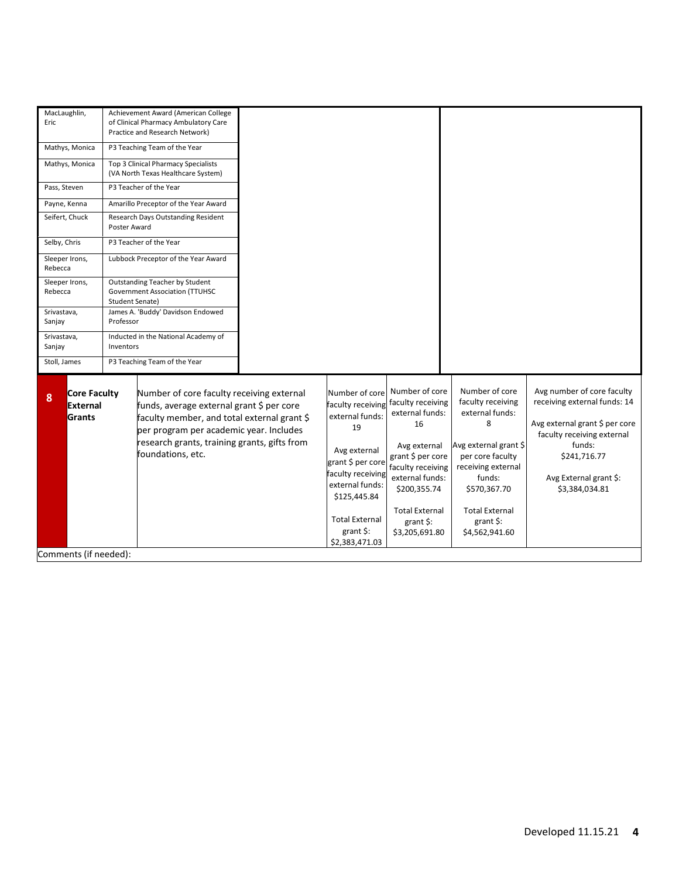| Name | Award |
|---|---|
| MacLaughlin, Eric | Achievement Award (American College of Clinical Pharmacy Ambulatory Care Practice and Research Network) |
| Mathys, Monica | P3 Teaching Team of the Year |
| Mathys, Monica | Top 3 Clinical Pharmacy Specialists (VA North Texas Healthcare System) |
| Pass, Steven | P3 Teacher of the Year |
| Payne, Kenna | Amarillo Preceptor of the Year Award |
| Seifert, Chuck | Research Days Outstanding Resident Poster Award |
| Selby, Chris | P3 Teacher of the Year |
| Sleeper Irons, Rebecca | Lubbock Preceptor of the Year Award |
| Sleeper Irons, Rebecca | Outstanding Teacher by Student Government Association (TTUHSC Student Senate) |
| Srivastava, Sanjay | James A. 'Buddy' Davidson Endowed Professor |
| Srivastava, Sanjay | Inducted in the National Academy of Inventors |
| Stoll, James | P3 Teaching Team of the Year |

| # | Measure | Description | | | | |
|---|---|---|---|---|---|---|
| 8 | **Core Faculty External Grants** | Number of core faculty receiving external funds, average external grant $ per core faculty member, and total external grant $ per program per academic year. Includes research grants, training grants, gifts from foundations, etc. | Number of core faculty receiving external funds: 19<br><br>Avg external grant $ per core faculty receiving external funds: $125,445.84<br><br>Total External grant $: $2,383,471.03 | Number of core faculty receiving external funds: 16<br><br>Avg external grant $ per core faculty receiving external funds: $200,355.74<br><br>Total External grant $: $3,205,691.80 | Number of core faculty receiving external funds: 8<br><br>Avg external grant $ per core faculty receiving external funds: $570,367.70<br><br>Total External grant $: $4,562,941.60 | Avg number of core faculty receiving external funds: 14<br><br>Avg external grant $ per core faculty receiving external funds: $241,716.77<br><br>Avg External grant $: $3,384,034.81 |

Comments (if needed):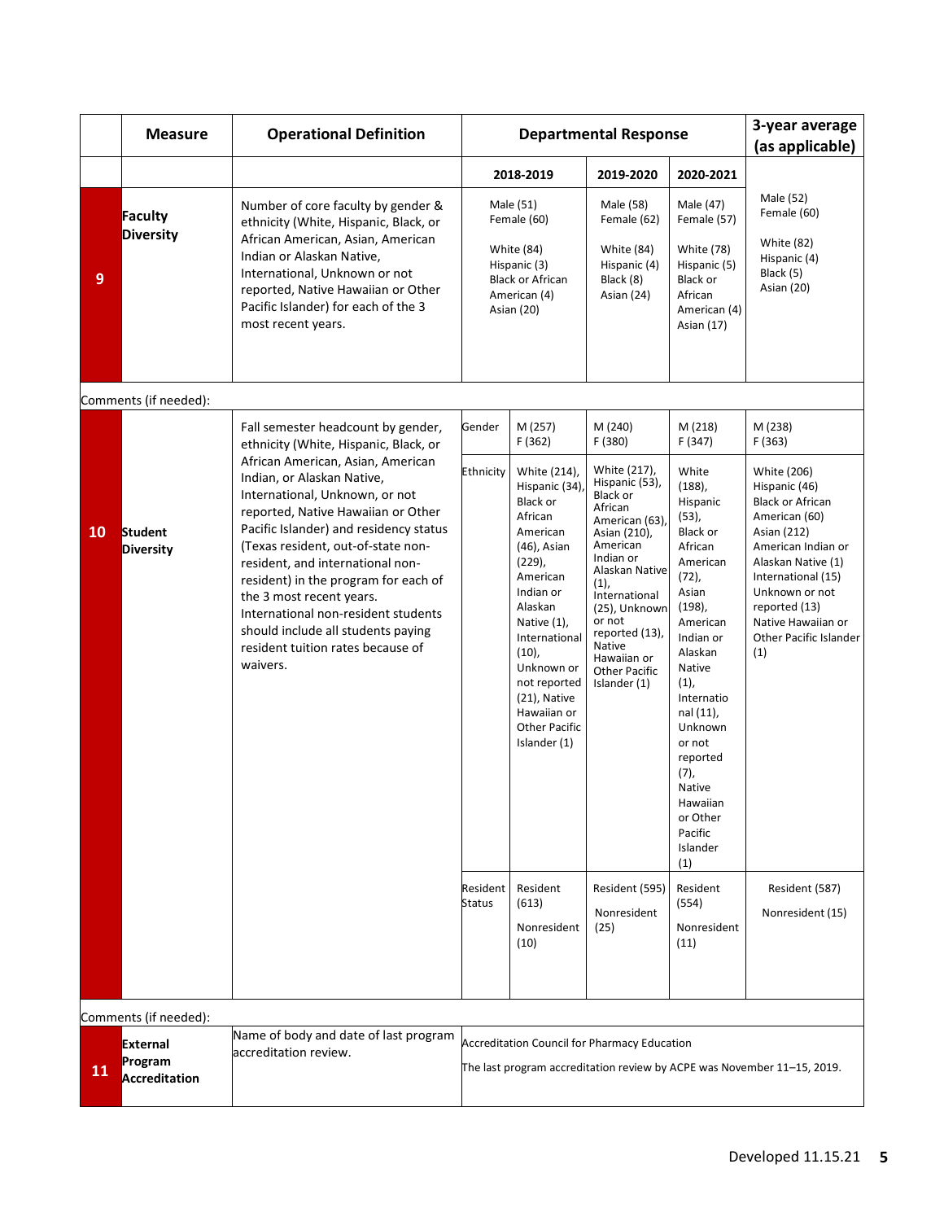| | Measure | Operational Definition | Departmental Response | | | | 3-year average (as applicable) |
|---|---|---|---|---|---|---|---|
| | | | 2018-2019 | | 2019-2020 | 2020-2021 | |
| 9 | **Faculty Diversity** | Number of core faculty by gender & ethnicity (White, Hispanic, Black, or African American, Asian, American Indian or Alaskan Native, International, Unknown or not reported, Native Hawaiian or Other Pacific Islander) for each of the 3 most recent years. | Male (51) Female (60) White (84) Hispanic (3) Black or African American (4) Asian (20) | | Male (58) Female (62) White (84) Hispanic (4) Black (8) Asian (24) | Male (47) Female (57) White (78) Hispanic (5) Black or African American (4) Asian (17) | Male (52) Female (60) White (82) Hispanic (4) Black (5) Asian (20) |
| Comments (if needed): | | | | | | | |
| 10 | **Student Diversity** | Fall semester headcount by gender, ethnicity (White, Hispanic, Black, or African American, Asian, American Indian, or Alaskan Native, International, Unknown, or not reported, Native Hawaiian or Other Pacific Islander) and residency status (Texas resident, out-of-state non-resident, and international non-resident) in the program for each of the 3 most recent years. International non-resident students should include all students paying resident tuition rates because of waivers. | Gender | M (257) F (362) | M (240) F (380) | M (218) F (347) | M (238) F (363) |
| | | | Ethnicity | White (214), Hispanic (34), Black or African American (46), Asian (229), American Indian or Alaskan Native (1), International (10), Unknown or not reported (21), Native Hawaiian or Other Pacific Islander (1) | White (217), Hispanic (53), Black or African American (63), Asian (210), American Indian or Alaskan Native (1), International (25), Unknown or not reported (13), Native Hawaiian or Other Pacific Islander (1) | White (188), Hispanic (53), Black or African American (72), Asian (198), American Indian or Alaskan Native (1), International (11), Unknown or not reported (7), Native Hawaiian or Other Pacific Islander (1) | White (206) Hispanic (46) Black or African American (60) Asian (212) American Indian or Alaskan Native (1) International (15) Unknown or not reported (13) Native Hawaiian or Other Pacific Islander (1) |
| | | | Resident Status | Resident (613) Nonresident (10) | Resident (595) Nonresident (25) | Resident (554) Nonresident (11) | Resident (587) Nonresident (15) |
| Comments (if needed): | | | | | | | |
| 11 | **External Program Accreditation** | Name of body and date of last program accreditation review. | Accreditation Council for Pharmacy Education<br>The last program accreditation review by ACPE was November 11–15, 2019. | | | | |

Developed 11.15.21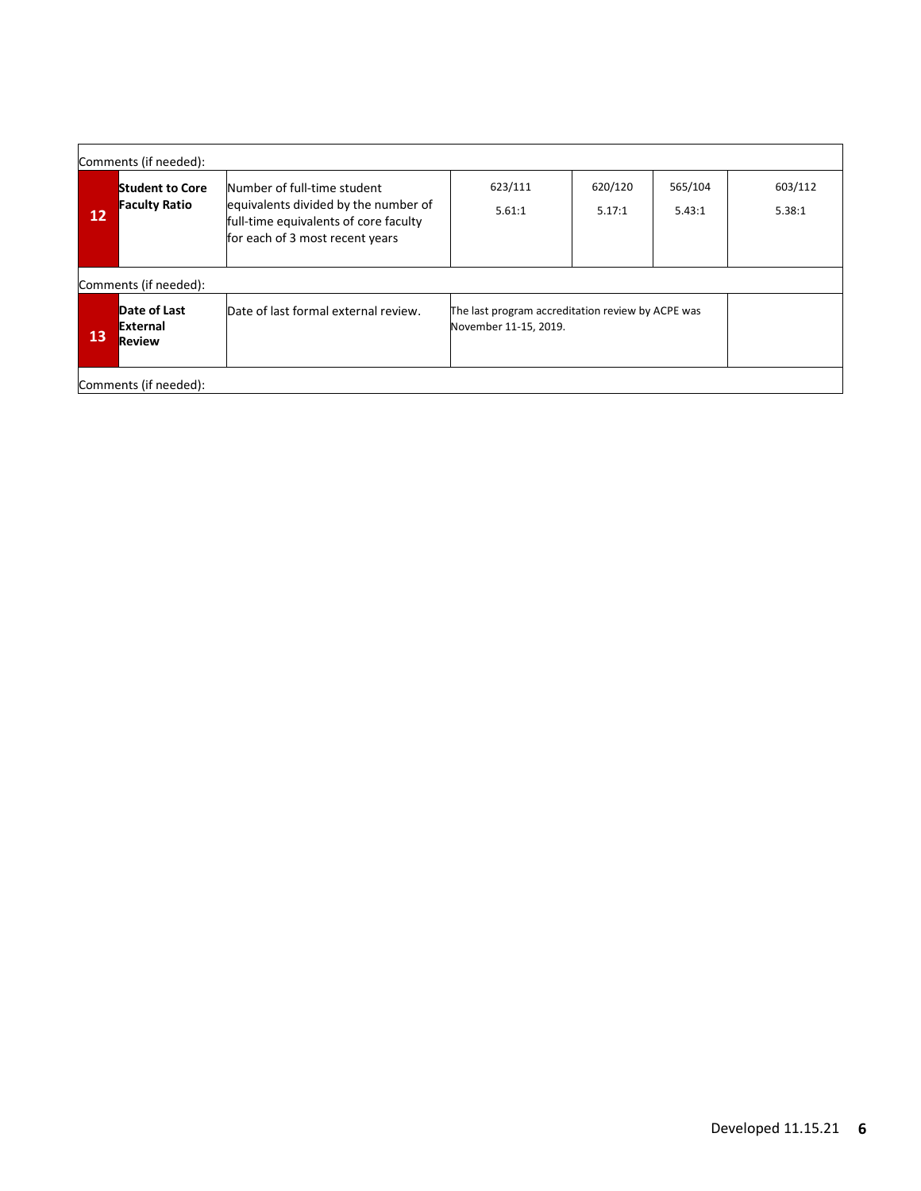| | | | | | | |
|---|---|---|---|---|---|---|
| Comments (if needed): | | | | | | |
| **12** | **Student to Core Faculty Ratio** | Number of full-time student equivalents divided by the number of full-time equivalents of core faculty for each of 3 most recent years | 623/111<br>5.61:1 | 620/120<br>5.17:1 | 565/104<br>5.43:1 | 603/112<br>5.38:1 |
| Comments (if needed): | | | | | | |
| **13** | **Date of Last External Review** | Date of last formal external review. | The last program accreditation review by ACPE was November 11-15, 2019. | | | |
| Comments (if needed): | | | | | | |

Developed 11.15.21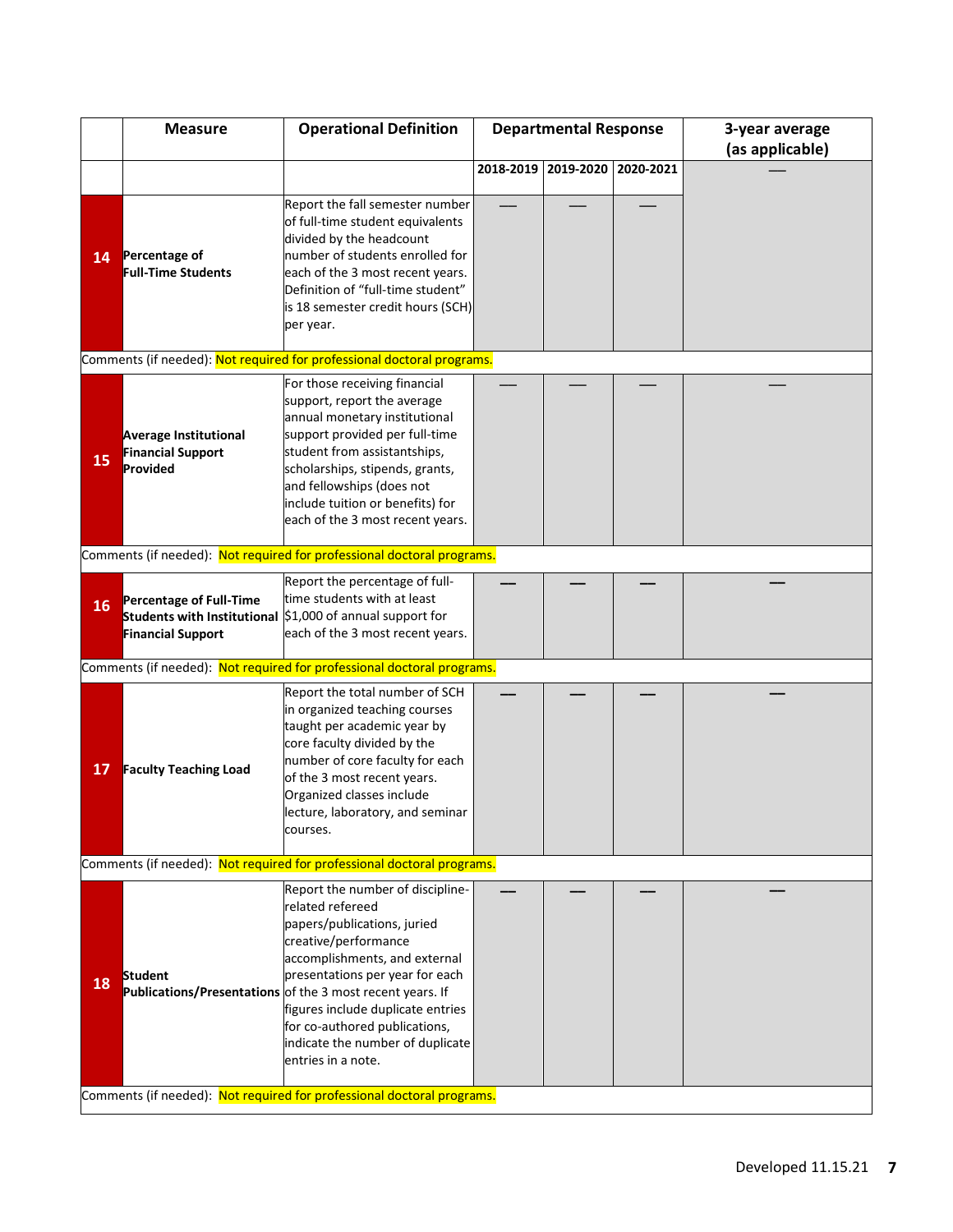| | Measure | Operational Definition | Departmental Response | | | 3-year average (as applicable) |
|---|---|---|---|---|---|---|
| | | | 2018-2019 | 2019-2020 | 2020-2021 | — |
| 14 | Percentage of Full-Time Students | Report the fall semester number of full-time student equivalents divided by the headcount number of students enrolled for each of the 3 most recent years. Definition of "full-time student" is 18 semester credit hours (SCH) per year. | — | — | — | |
| Comments (if needed): Not required for professional doctoral programs. | | | | | | |
| 15 | Average Institutional Financial Support Provided | For those receiving financial support, report the average annual monetary institutional support provided per full-time student from assistantships, scholarships, stipends, grants, and fellowships (does not include tuition or benefits) for each of the 3 most recent years. | — | — | — | — |
| Comments (if needed): Not required for professional doctoral programs. | | | | | | |
| 16 | Percentage of Full-Time Students with Institutional Financial Support | Report the percentage of full-time students with at least $1,000 of annual support for each of the 3 most recent years. | — | — | — | — |
| Comments (if needed): Not required for professional doctoral programs. | | | | | | |
| 17 | Faculty Teaching Load | Report the total number of SCH in organized teaching courses taught per academic year by core faculty divided by the number of core faculty for each of the 3 most recent years. Organized classes include lecture, laboratory, and seminar courses. | — | — | — | — |
| Comments (if needed): Not required for professional doctoral programs. | | | | | | |
| 18 | Student Publications/Presentations | Report the number of discipline-related refereed papers/publications, juried creative/performance accomplishments, and external presentations per year for each of the 3 most recent years. If figures include duplicate entries for co-authored publications, indicate the number of duplicate entries in a note. | — | — | — | — |
| Comments (if needed): Not required for professional doctoral programs. | | | | | | |

Developed 11.15.21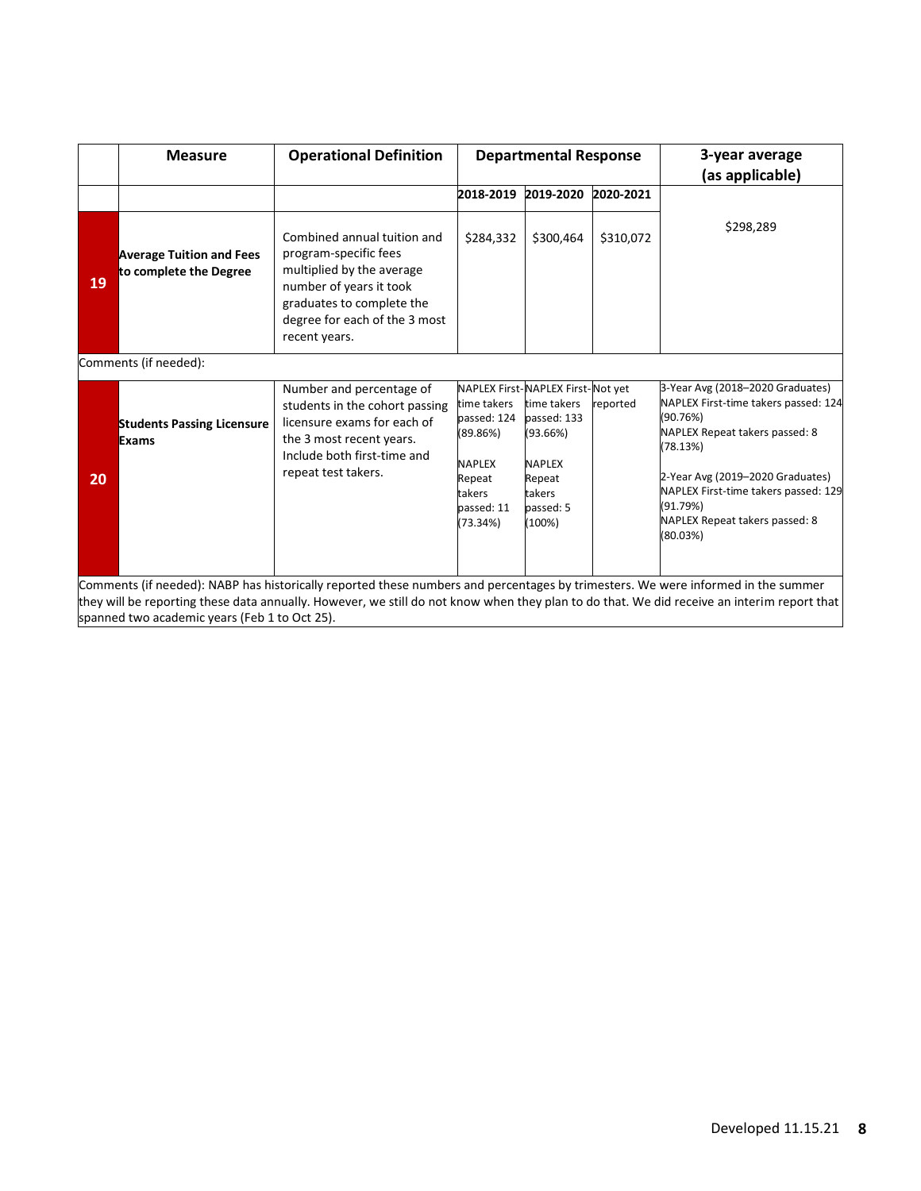| | Measure | Operational Definition | Departmental Response | | | 3-year average (as applicable) |
|---|---|---|---|---|---|---|
| | | | 2018-2019 | 2019-2020 | 2020-2021 | |
| 19 | **Average Tuition and Fees to complete the Degree** | Combined annual tuition and program-specific fees multiplied by the average number of years it took graduates to complete the degree for each of the 3 most recent years. | $284,332 | $300,464 | $310,072 | $298,289 |
| Comments (if needed): | | | | | | |
| 20 | **Students Passing Licensure Exams** | Number and percentage of students in the cohort passing licensure exams for each of the 3 most recent years. Include both first-time and repeat test takers. | NAPLEX First-time takers passed: 124 (89.86%)<br><br>NAPLEX Repeat takers passed: 11 (73.34%) | NAPLEX First-time takers passed: 133 (93.66%)<br><br>NAPLEX Repeat takers passed: 5 (100%) | Not yet reported | 3-Year Avg (2018–2020 Graduates) NAPLEX First-time takers passed: 124 (90.76%) NAPLEX Repeat takers passed: 8 (78.13%)<br><br>2-Year Avg (2019–2020 Graduates) NAPLEX First-time takers passed: 129 (91.79%) NAPLEX Repeat takers passed: 8 (80.03%) |
| Comments (if needed): NABP has historically reported these numbers and percentages by trimesters. We were informed in the summer they will be reporting these data annually. However, we still do not know when they plan to do that. We did receive an interim report that spanned two academic years (Feb 1 to Oct 25). | | | | | | |

Developed 11.15.21